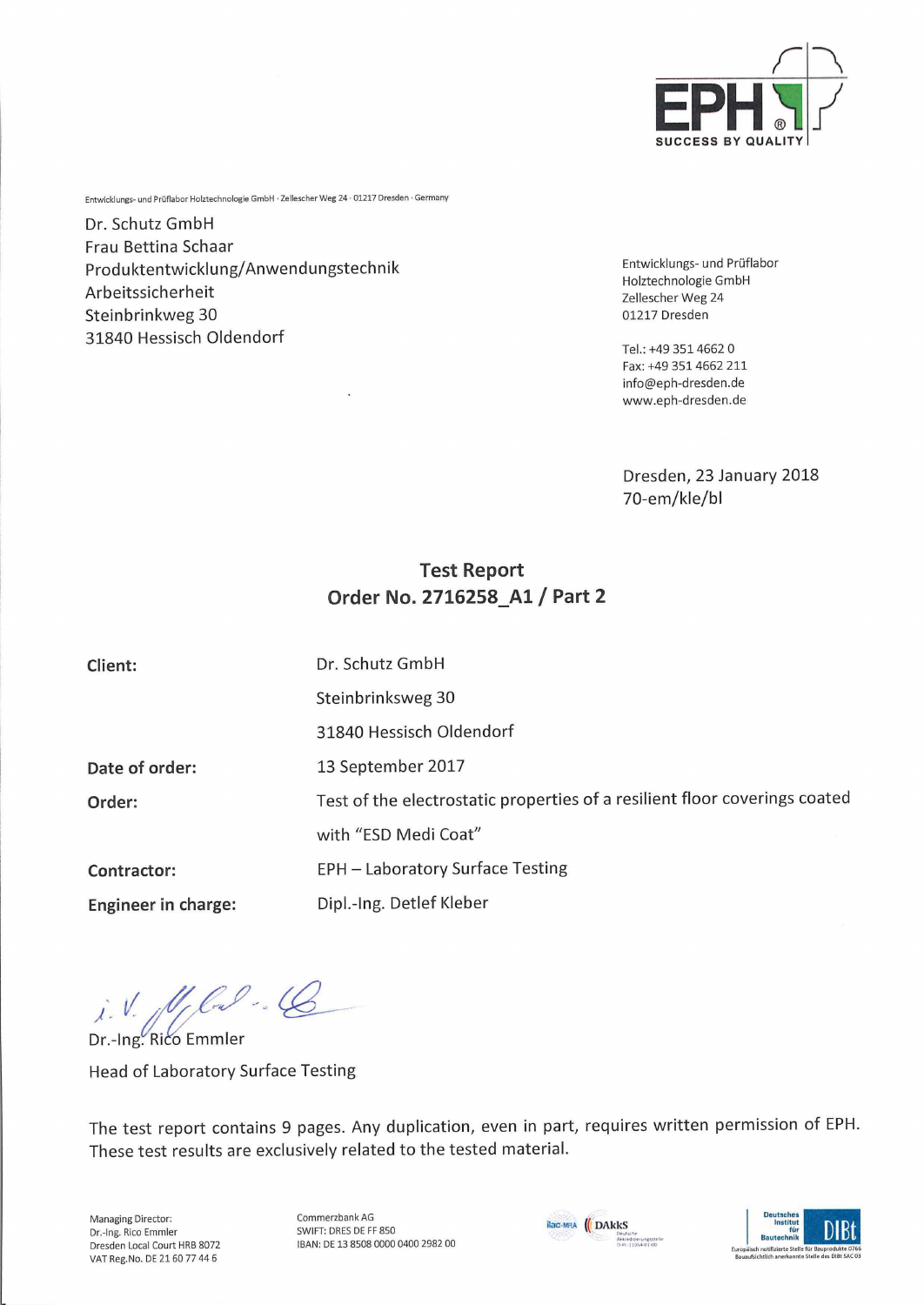EPH
SUCCESS BY QUALITY

Entwicklungs- und Prüflabor Holztechnologie GmbH · Zellescher Weg 24 · 01217 Dresden · Germany

Dr. Schutz GmbH
Frau Bettina Schaar
Produktentwicklung/Anwendungstechnik
Arbeitssicherheit
Steinbrinkweg 30
31840 Hessisch Oldendorf

Entwicklungs- und Prüflabor
Holztechnologie GmbH
Zellescher Weg 24
01217 Dresden

Tel.: +49 351 4662 0
Fax: +49 351 4662 211
info@eph-dresden.de
www.eph-dresden.de

Dresden, 23 January 2018
70-em/kle/bl

# Test Report
## Order No. 2716258_A1 / Part 2

| | |
|---|---|
| **Client:** | Dr. Schutz GmbH<br>Steinbrinksweg 30<br>31840 Hessisch Oldendorf |
| **Date of order:** | 13 September 2017 |
| **Order:** | Test of the electrostatic properties of a resilient floor coverings coated with "ESD Medi Coat" |
| **Contractor:** | EPH – Laboratory Surface Testing |
| **Engineer in charge:** | Dipl.-Ing. Detlef Kleber |

i. V. [signature]
Dr.-Ing. Rico Emmler
Head of Laboratory Surface Testing

The test report contains 9 pages. Any duplication, even in part, requires written permission of EPH. These test results are exclusively related to the tested material.

Managing Director:
Dr.-Ing. Rico Emmler
Dresden Local Court HRB 8072
VAT Reg.No. DE 21 60 77 44 6

Commerzbank AG
SWIFT: DRES DE FF 850
IBAN: DE 13 8508 0000 0400 2982 00

ilac-MRA DAkkS

Deutsches Institut für Bautechnik DIBt
Europäisch notifizierte Stelle für Bauprodukte 0766
Bauaufsichtlich anerkannte Stelle des DIBt SAC 03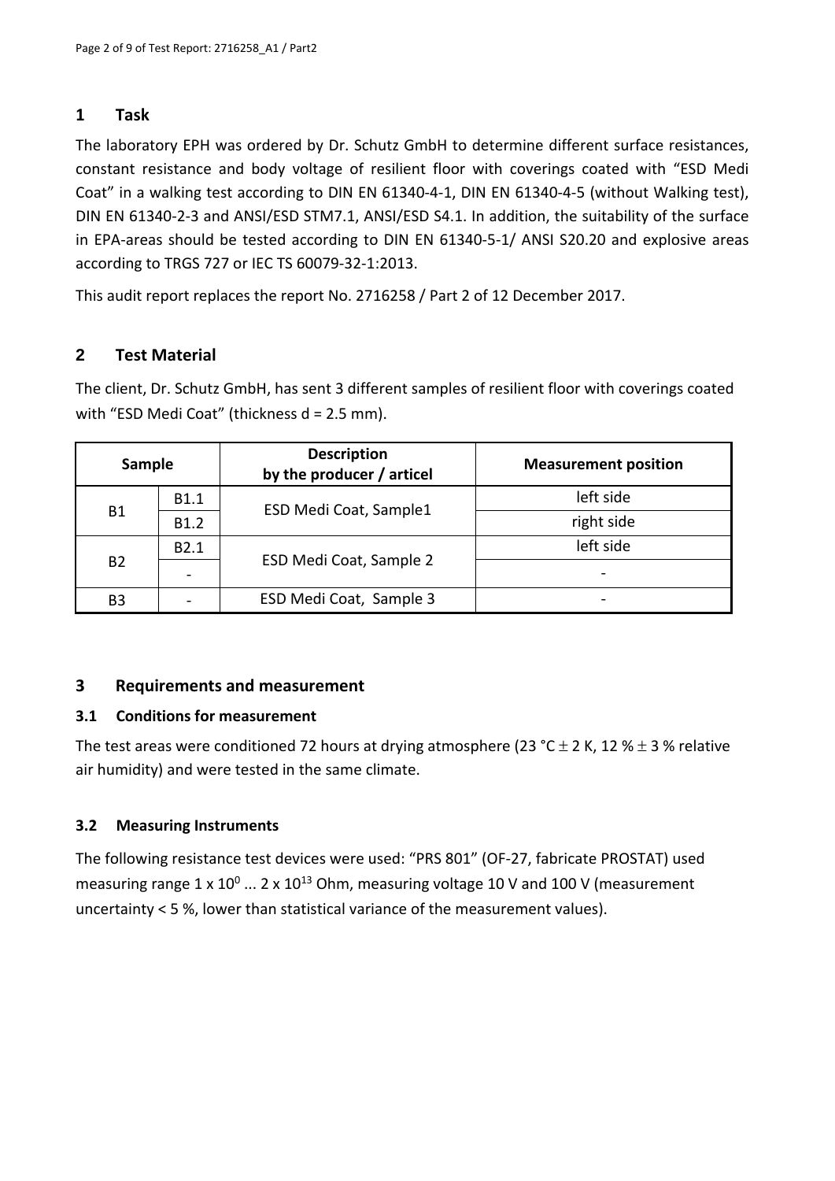## 1 Task

The laboratory EPH was ordered by Dr. Schutz GmbH to determine different surface resistances, constant resistance and body voltage of resilient floor with coverings coated with “ESD Medi Coat” in a walking test according to DIN EN 61340-4-1, DIN EN 61340-4-5 (without Walking test), DIN EN 61340-2-3 and ANSI/ESD STM7.1, ANSI/ESD S4.1. In addition, the suitability of the surface in EPA-areas should be tested according to DIN EN 61340-5-1/ ANSI S20.20 and explosive areas according to TRGS 727 or IEC TS 60079-32-1:2013.

This audit report replaces the report No. 2716258 / Part 2 of 12 December 2017.

## 2 Test Material

The client, Dr. Schutz GmbH, has sent 3 different samples of resilient floor with coverings coated with “ESD Medi Coat” (thickness d = 2.5 mm).

| Sample | | Description by the producer / articel | Measurement position |
|---|---|---|---|
| B1 | B1.1 | ESD Medi Coat, Sample1 | left side |
| | B1.2 | | right side |
| B2 | B2.1 | ESD Medi Coat, Sample 2 | left side |
| | - | | - |
| B3 | - | ESD Medi Coat, Sample 3 | - |

## 3 Requirements and measurement

### 3.1 Conditions for measurement

The test areas were conditioned 72 hours at drying atmosphere (23 °C $\pm$ 2 K, 12 % $\pm$ 3 % relative air humidity) and were tested in the same climate.

### 3.2 Measuring Instruments

The following resistance test devices were used: “PRS 801” (OF-27, fabricate PROSTAT) used measuring range $1 \times 10^0$ ... $2 \times 10^{13}$ Ohm, measuring voltage 10 V and 100 V (measurement uncertainty < 5 %, lower than statistical variance of the measurement values).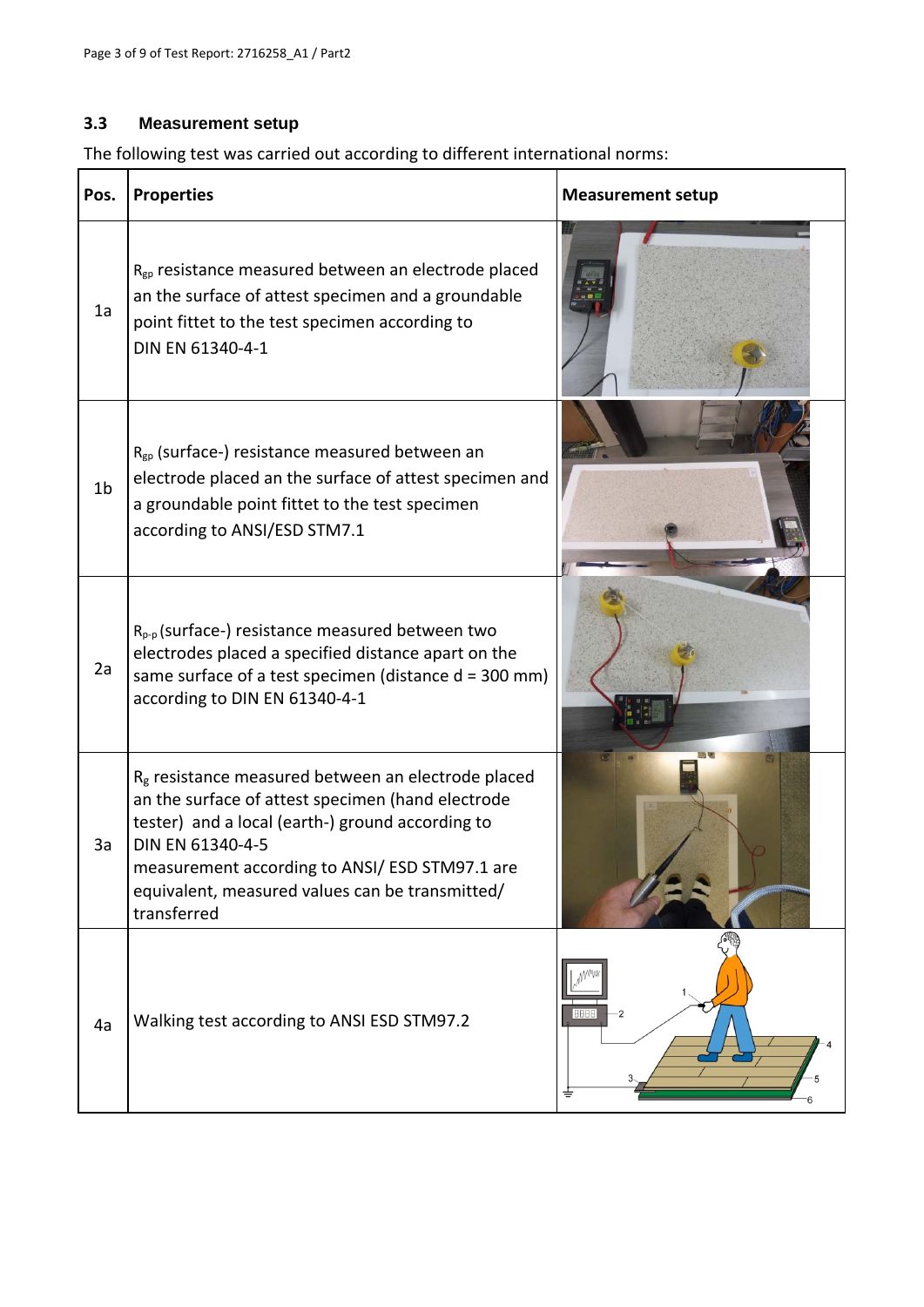### 3.3 Measurement setup

The following test was carried out according to different international norms:

| Pos. | Properties | Measurement setup |
| --- | --- | --- |
| 1a | $R_{gp}$ resistance measured between an electrode placed an the surface of attest specimen and a groundable point fittet to the test specimen according to DIN EN 61340-4-1 | |
| 1b | $R_{gp}$ (surface-) resistance measured between an electrode placed an the surface of attest specimen and a groundable point fittet to the test specimen according to ANSI/ESD STM7.1 | |
| 2a | $R_{p\text{-}p}$ (surface-) resistance measured between two electrodes placed a specified distance apart on the same surface of a test specimen (distance d = 300 mm) according to DIN EN 61340-4-1 | |
| 3a | $R_g$ resistance measured between an electrode placed an the surface of attest specimen (hand electrode tester) and a local (earth-) ground according to DIN EN 61340-4-5 measurement according to ANSI/ ESD STM97.1 are equivalent, measured values can be transmitted/ transferred | |
| 4a | Walking test according to ANSI ESD STM97.2 | |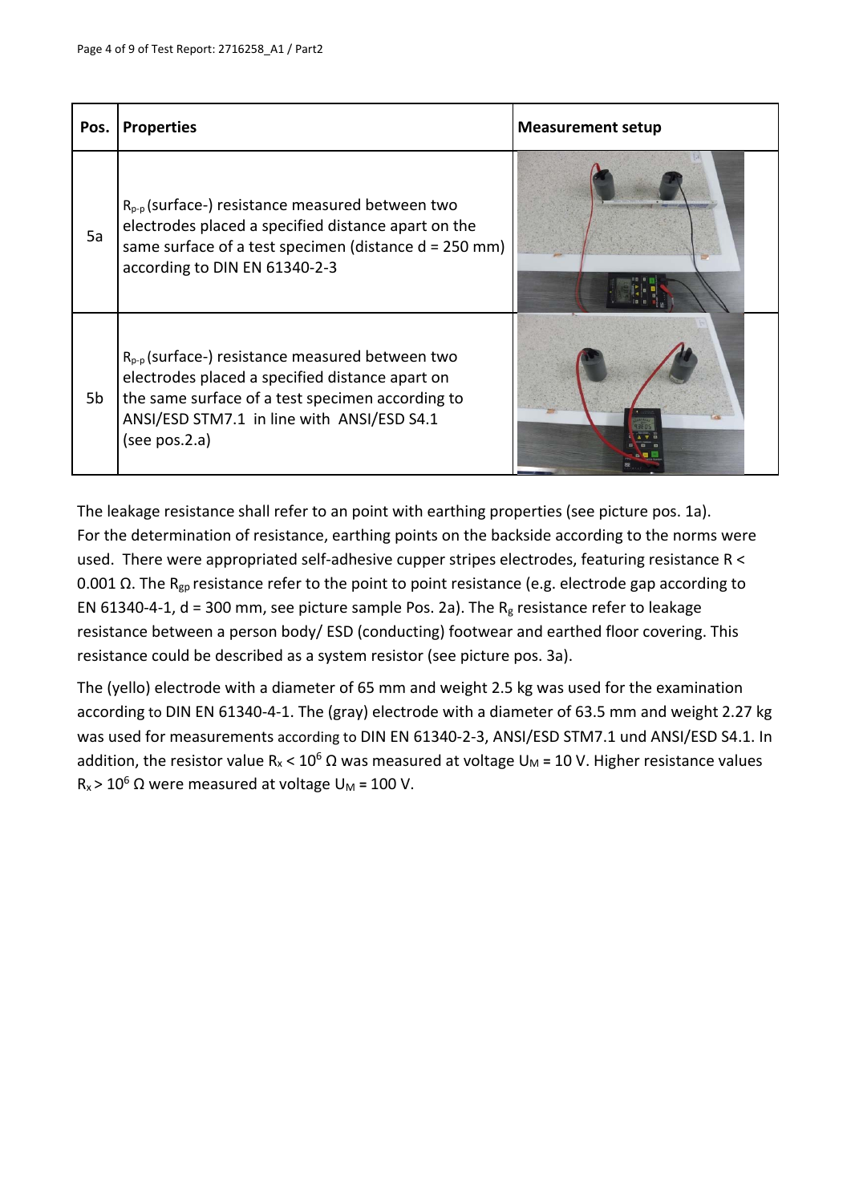| Pos. | Properties | Measurement setup |
|---|---|---|
| 5a | $R_{p\text{-}p}$ (surface-) resistance measured between two electrodes placed a specified distance apart on the same surface of a test specimen (distance d = 250 mm) according to DIN EN 61340-2-3 | |
| 5b | $R_{p\text{-}p}$ (surface-) resistance measured between two electrodes placed a specified distance apart on the same surface of a test specimen according to ANSI/ESD STM7.1 in line with ANSI/ESD S4.1 (see pos.2.a) | |

The leakage resistance shall refer to an point with earthing properties (see picture pos. 1a). For the determination of resistance, earthing points on the backside according to the norms were used. There were appropriated self-adhesive cupper stripes electrodes, featuring resistance R < 0.001 Ω. The $R_{gp}$ resistance refer to the point to point resistance (e.g. electrode gap according to EN 61340-4-1, d = 300 mm, see picture sample Pos. 2a). The $R_g$ resistance refer to leakage resistance between a person body/ ESD (conducting) footwear and earthed floor covering. This resistance could be described as a system resistor (see picture pos. 3a).

The (yello) electrode with a diameter of 65 mm and weight 2.5 kg was used for the examination according to DIN EN 61340-4-1. The (gray) electrode with a diameter of 63.5 mm and weight 2.27 kg was used for measurements according to DIN EN 61340-2-3, ANSI/ESD STM7.1 und ANSI/ESD S4.1. In addition, the resistor value $R_x < 10^6$ Ω was measured at voltage $U_M$ = 10 V. Higher resistance values $R_x > 10^6$ Ω were measured at voltage $U_M$ = 100 V.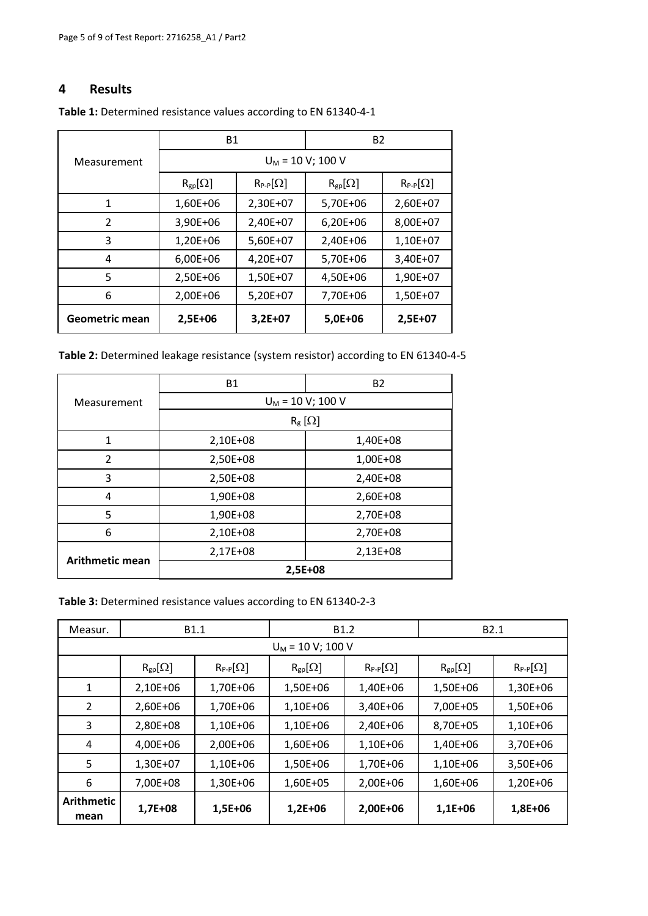## 4 Results

**Table 1:** Determined resistance values according to EN 61340-4-1

| Measurement | B1 | | B2 | |
|---|---|---|---|---|
| | $U_M$ = 10 V; 100 V | | | |
| | $R_{gp}[\Omega]$ | $R_{P-P}[\Omega]$ | $R_{gp}[\Omega]$ | $R_{P-P}[\Omega]$ |
| 1 | 1,60E+06 | 2,30E+07 | 5,70E+06 | 2,60E+07 |
| 2 | 3,90E+06 | 2,40E+07 | 6,20E+06 | 8,00E+07 |
| 3 | 1,20E+06 | 5,60E+07 | 2,40E+06 | 1,10E+07 |
| 4 | 6,00E+06 | 4,20E+07 | 5,70E+06 | 3,40E+07 |
| 5 | 2,50E+06 | 1,50E+07 | 4,50E+06 | 1,90E+07 |
| 6 | 2,00E+06 | 5,20E+07 | 7,70E+06 | 1,50E+07 |
| **Geometric mean** | **2,5E+06** | **3,2E+07** | **5,0E+06** | **2,5E+07** |

**Table 2:** Determined leakage resistance (system resistor) according to EN 61340-4-5

| Measurement | B1 | B2 |
|---|---|---|
| | $U_M$ = 10 V; 100 V | |
| | $R_g$ [$\Omega$] | |
| 1 | 2,10E+08 | 1,40E+08 |
| 2 | 2,50E+08 | 1,00E+08 |
| 3 | 2,50E+08 | 2,40E+08 |
| 4 | 1,90E+08 | 2,60E+08 |
| 5 | 1,90E+08 | 2,70E+08 |
| 6 | 2,10E+08 | 2,70E+08 |
| **Arithmetic mean** | 2,17E+08 | 2,13E+08 |
| | **2,5E+08** | |

**Table 3:** Determined resistance values according to EN 61340-2-3

| Measur. | B1.1 | | B1.2 | | B2.1 | |
|---|---|---|---|---|---|---|
| $U_M$ = 10 V; 100 V | | | | | | |
| | $R_{gp}[\Omega]$ | $R_{P-P}[\Omega]$ | $R_{gp}[\Omega]$ | $R_{P-P}[\Omega]$ | $R_{gp}[\Omega]$ | $R_{P-P}[\Omega]$ |
| 1 | 2,10E+06 | 1,70E+06 | 1,50E+06 | 1,40E+06 | 1,50E+06 | 1,30E+06 |
| 2 | 2,60E+06 | 1,70E+06 | 1,10E+06 | 3,40E+06 | 7,00E+05 | 1,50E+06 |
| 3 | 2,80E+08 | 1,10E+06 | 1,10E+06 | 2,40E+06 | 8,70E+05 | 1,10E+06 |
| 4 | 4,00E+06 | 2,00E+06 | 1,60E+06 | 1,10E+06 | 1,40E+06 | 3,70E+06 |
| 5 | 1,30E+07 | 1,10E+06 | 1,50E+06 | 1,70E+06 | 1,10E+06 | 3,50E+06 |
| 6 | 7,00E+08 | 1,30E+06 | 1,60E+05 | 2,00E+06 | 1,60E+06 | 1,20E+06 |
| **Arithmetic mean** | **1,7E+08** | **1,5E+06** | **1,2E+06** | **2,00E+06** | **1,1E+06** | **1,8E+06** |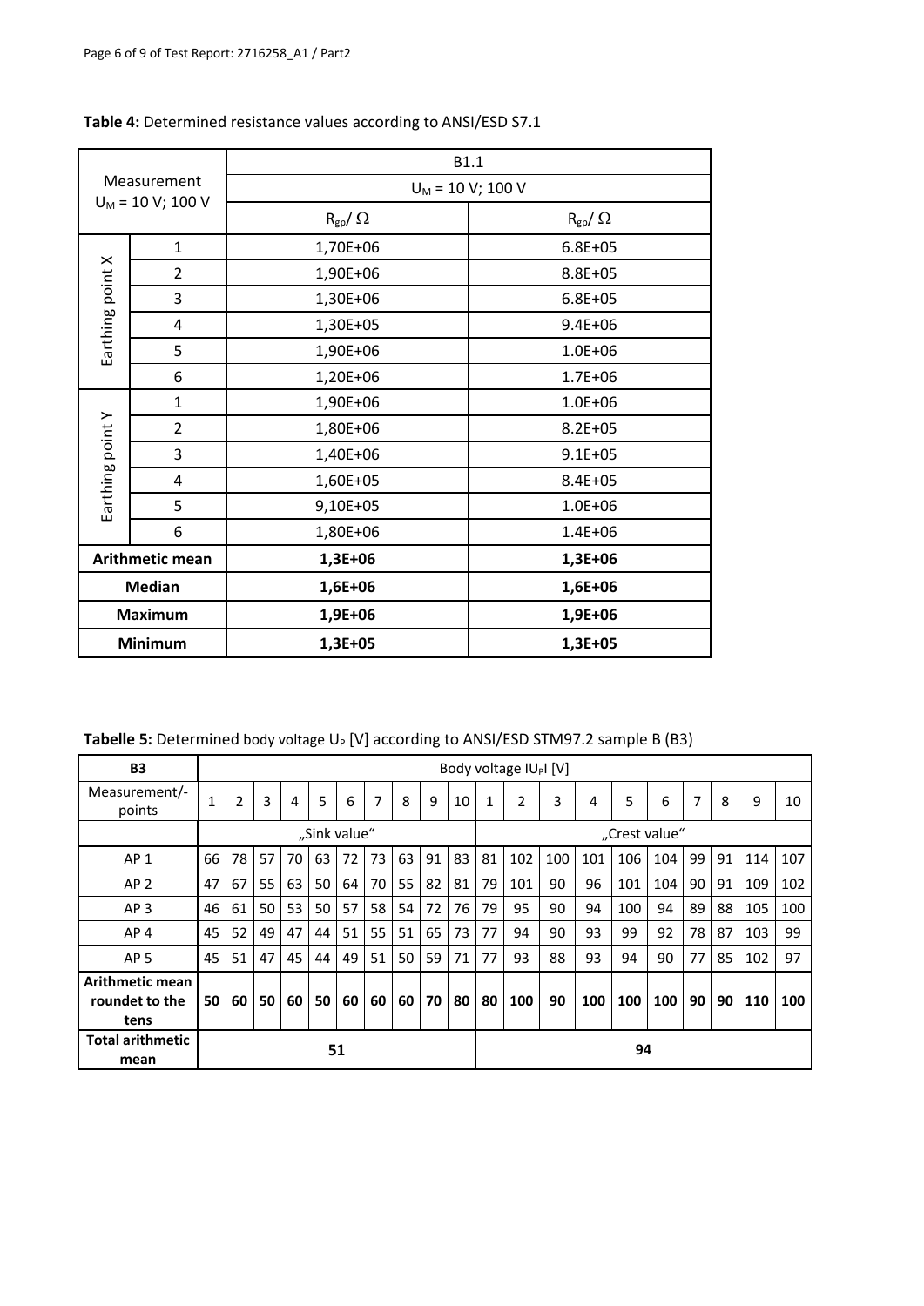**Table 4:** Determined resistance values according to ANSI/ESD S7.1

| Measurement $U_M$ = 10 V; 100 V | | B1.1 | |
|---|---|---|---|
| | | $U_M$ = 10 V; 100 V | |
| | | $R_{gp}$/ Ω | $R_{gp}$/ Ω |
| Earthing point X | 1 | 1,70E+06 | 6.8E+05 |
| | 2 | 1,90E+06 | 8.8E+05 |
| | 3 | 1,30E+06 | 6.8E+05 |
| | 4 | 1,30E+05 | 9.4E+06 |
| | 5 | 1,90E+06 | 1.0E+06 |
| | 6 | 1,20E+06 | 1.7E+06 |
| Earthing point Y | 1 | 1,90E+06 | 1.0E+06 |
| | 2 | 1,80E+06 | 8.2E+05 |
| | 3 | 1,40E+06 | 9.1E+05 |
| | 4 | 1,60E+05 | 8.4E+05 |
| | 5 | 9,10E+05 | 1.0E+06 |
| | 6 | 1,80E+06 | 1.4E+06 |
| **Arithmetic mean** | | **1,3E+06** | **1,3E+06** |
| **Median** | | **1,6E+06** | **1,6E+06** |
| **Maximum** | | **1,9E+06** | **1,9E+06** |
| **Minimum** | | **1,3E+05** | **1,3E+05** |

**Tabelle 5:** Determined body voltage $U_P$ [V] according to ANSI/ESD STM97.2 sample B (B3)

| B3 | Body voltage $IU_{P}I$ [V] | | | | | | | | | | | | | | | | | | | |
|---|---|---|---|---|---|---|---|---|---|---|---|---|---|---|---|---|---|---|---|---|
| Measurement/-points | 1 | 2 | 3 | 4 | 5 | 6 | 7 | 8 | 9 | 10 | 1 | 2 | 3 | 4 | 5 | 6 | 7 | 8 | 9 | 10 |
| | „Sink value“ | | | | | | | | | | „Crest value“ | | | | | | | | | |
| AP 1 | 66 | 78 | 57 | 70 | 63 | 72 | 73 | 63 | 91 | 83 | 81 | 102 | 100 | 101 | 106 | 104 | 99 | 91 | 114 | 107 |
| AP 2 | 47 | 67 | 55 | 63 | 50 | 64 | 70 | 55 | 82 | 81 | 79 | 101 | 90 | 96 | 101 | 104 | 90 | 91 | 109 | 102 |
| AP 3 | 46 | 61 | 50 | 53 | 50 | 57 | 58 | 54 | 72 | 76 | 79 | 95 | 90 | 94 | 100 | 94 | 89 | 88 | 105 | 100 |
| AP 4 | 45 | 52 | 49 | 47 | 44 | 51 | 55 | 51 | 65 | 73 | 77 | 94 | 90 | 93 | 99 | 92 | 78 | 87 | 103 | 99 |
| AP 5 | 45 | 51 | 47 | 45 | 44 | 49 | 51 | 50 | 59 | 71 | 77 | 93 | 88 | 93 | 94 | 90 | 77 | 85 | 102 | 97 |
| **Arithmetic mean roundet to the tens** | **50** | **60** | **50** | **60** | **50** | **60** | **60** | **60** | **70** | **80** | **80** | **100** | **90** | **100** | **100** | **100** | **90** | **90** | **110** | **100** |
| **Total arithmetic mean** | **51** | | | | | | | | | | **94** | | | | | | | | | |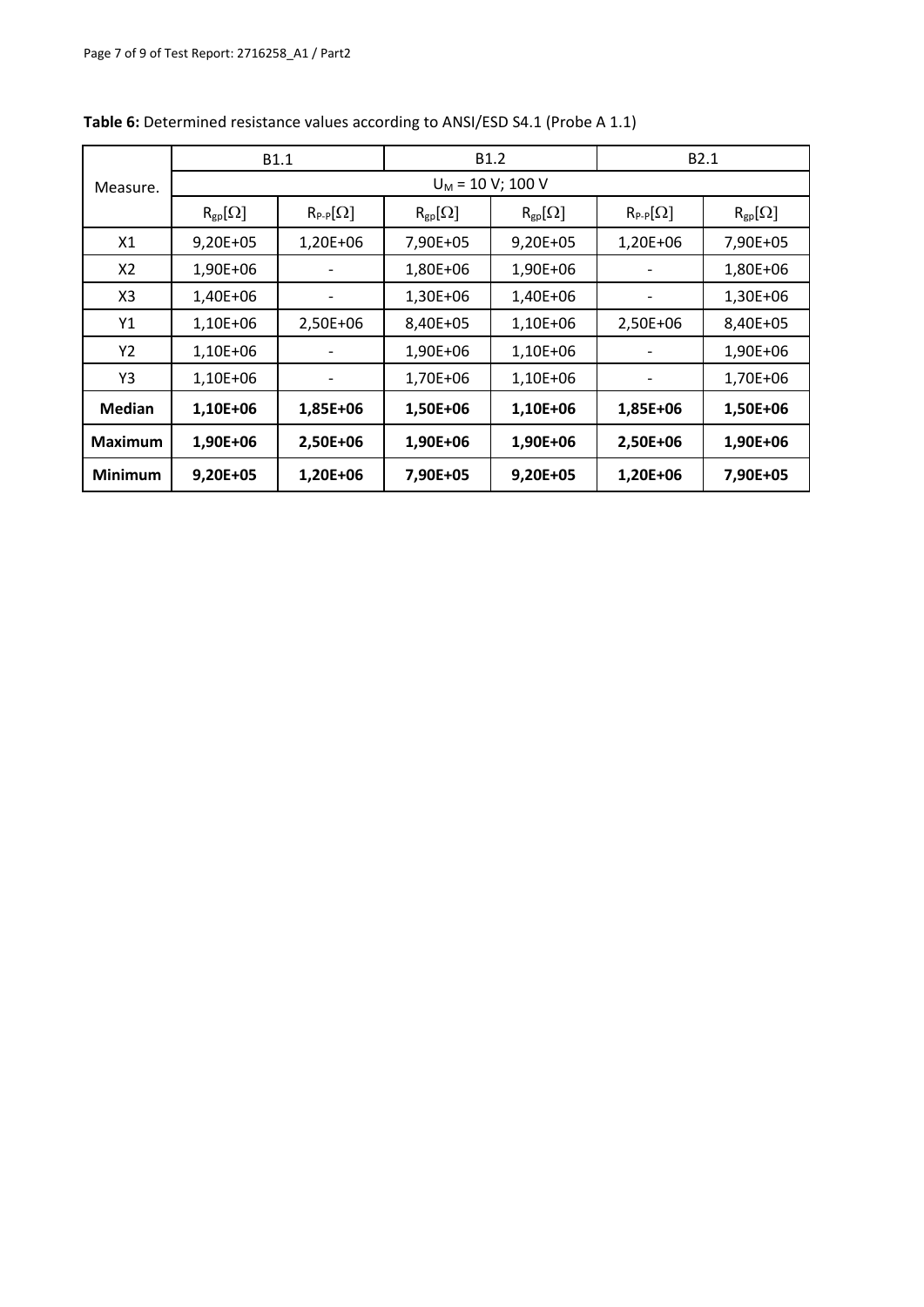**Table 6:** Determined resistance values according to ANSI/ESD S4.1 (Probe A 1.1)

| Measure. | B1.1 | | B1.2 | | B2.1 | |
|---|---|---|---|---|---|---|
| | $U_M$ = 10 V; 100 V | | | | | |
| | $R_{gp}[\Omega]$ | $R_{P\text{-}P}[\Omega]$ | $R_{gp}[\Omega]$ | $R_{gp}[\Omega]$ | $R_{P\text{-}P}[\Omega]$ | $R_{gp}[\Omega]$ |
| X1 | 9,20E+05 | 1,20E+06 | 7,90E+05 | 9,20E+05 | 1,20E+06 | 7,90E+05 |
| X2 | 1,90E+06 | - | 1,80E+06 | 1,90E+06 | - | 1,80E+06 |
| X3 | 1,40E+06 | - | 1,30E+06 | 1,40E+06 | - | 1,30E+06 |
| Y1 | 1,10E+06 | 2,50E+06 | 8,40E+05 | 1,10E+06 | 2,50E+06 | 8,40E+05 |
| Y2 | 1,10E+06 | - | 1,90E+06 | 1,10E+06 | - | 1,90E+06 |
| Y3 | 1,10E+06 | - | 1,70E+06 | 1,10E+06 | - | 1,70E+06 |
| **Median** | **1,10E+06** | **1,85E+06** | **1,50E+06** | **1,10E+06** | **1,85E+06** | **1,50E+06** |
| **Maximum** | **1,90E+06** | **2,50E+06** | **1,90E+06** | **1,90E+06** | **2,50E+06** | **1,90E+06** |
| **Minimum** | **9,20E+05** | **1,20E+06** | **7,90E+05** | **9,20E+05** | **1,20E+06** | **7,90E+05** |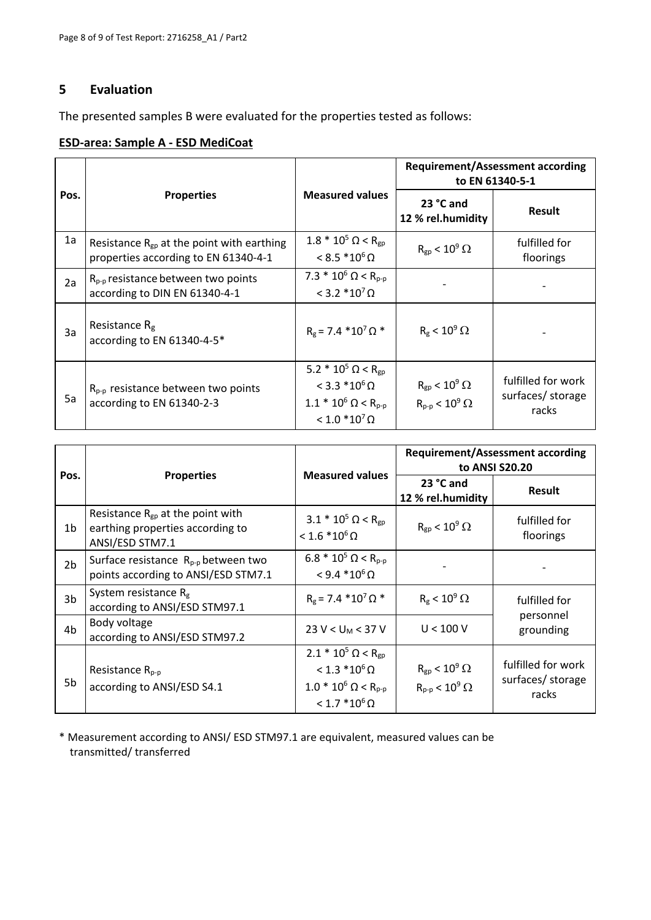## 5 Evaluation

The presented samples B were evaluated for the properties tested as follows:

**ESD-area: Sample A - ESD MediCoat**

| Pos. | Properties | Measured values | Requirement/Assessment according to EN 61340-5-1 | |
|---|---|---|---|---|
| | | | 23 °C and 12 % rel.humidity | Result |
| 1a | Resistance $R_{gp}$ at the point with earthing properties according to EN 61340-4-1 | $1.8 * 10^5\ \Omega < R_{gp} < 8.5 * 10^6\ \Omega$ | $R_{gp} < 10^9\ \Omega$ | fulfilled for floorings |
| 2a | $R_{p\text{-}p}$ resistance between two points according to DIN EN 61340-4-1 | $7.3 * 10^6\ \Omega < R_{p\text{-}p} < 3.2 * 10^7\ \Omega$ | - | - |
| 3a | Resistance $R_g$ according to EN 61340-4-5* | $R_g = 7.4 * 10^7\ \Omega$ * | $R_g < 10^9\ \Omega$ | - |
| 5a | $R_{p\text{-}p}$ resistance between two points according to EN 61340-2-3 | $5.2 * 10^5\ \Omega < R_{gp} < 3.3 * 10^6\ \Omega$ $1.1 * 10^6\ \Omega < R_{p\text{-}p} < 1.0 * 10^7\ \Omega$ | $R_{gp} < 10^9\ \Omega$ $R_{p\text{-}p} < 10^9\ \Omega$ | fulfilled for work surfaces/ storage racks |

| Pos. | Properties | Measured values | Requirement/Assessment according to ANSI S20.20 | |
|---|---|---|---|---|
| | | | 23 °C and 12 % rel.humidity | Result |
| 1b | Resistance $R_{gp}$ at the point with earthing properties according to ANSI/ESD STM7.1 | $3.1 * 10^5\ \Omega < R_{gp} < 1.6 * 10^6\ \Omega$ | $R_{gp} < 10^9\ \Omega$ | fulfilled for floorings |
| 2b | Surface resistance $R_{p\text{-}p}$ between two points according to ANSI/ESD STM7.1 | $6.8 * 10^5\ \Omega < R_{p\text{-}p} < 9.4 * 10^6\ \Omega$ | - | - |
| 3b | System resistance $R_g$ according to ANSI/ESD STM97.1 | $R_g = 7.4 * 10^7\ \Omega$ * | $R_g < 10^9\ \Omega$ | fulfilled for personnel grounding |
| 4b | Body voltage according to ANSI/ESD STM97.2 | $23\ V < U_M < 37\ V$ | $U < 100\ V$ | |
| 5b | Resistance $R_{p\text{-}p}$ according to ANSI/ESD S4.1 | $2.1 * 10^5\ \Omega < R_{gp} < 1.3 * 10^6\ \Omega$ $1.0 * 10^6\ \Omega < R_{p\text{-}p} < 1.7 * 10^6\ \Omega$ | $R_{gp} < 10^9\ \Omega$ $R_{p\text{-}p} < 10^9\ \Omega$ | fulfilled for work surfaces/ storage racks |

\* Measurement according to ANSI/ ESD STM97.1 are equivalent, measured values can be transmitted/ transferred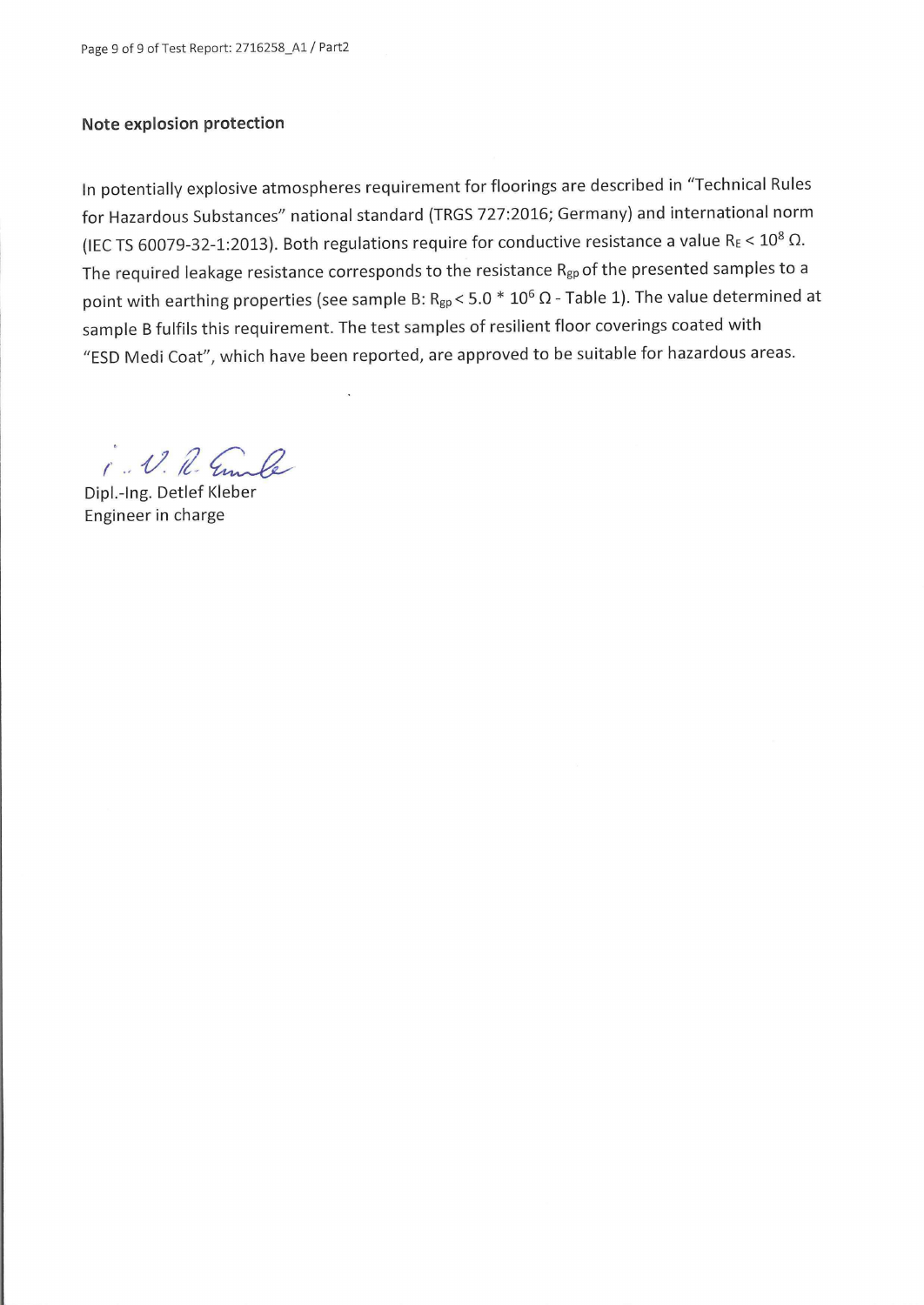**Note explosion protection**

In potentially explosive atmospheres requirement for floorings are described in "Technical Rules for Hazardous Substances" national standard (TRGS 727:2016; Germany) and international norm (IEC TS 60079-32-1:2013). Both regulations require for conductive resistance a value $R_E < 10^8$ Ω. The required leakage resistance corresponds to the resistance $R_{gp}$ of the presented samples to a point with earthing properties (see sample B: $R_{gp} < 5.0 * 10^6$ Ω - Table 1). The value determined at sample B fulfils this requirement. The test samples of resilient floor coverings coated with "ESD Medi Coat", which have been reported, are approved to be suitable for hazardous areas.

i. V. R. Emde

Dipl.-Ing. Detlef Kleber
Engineer in charge